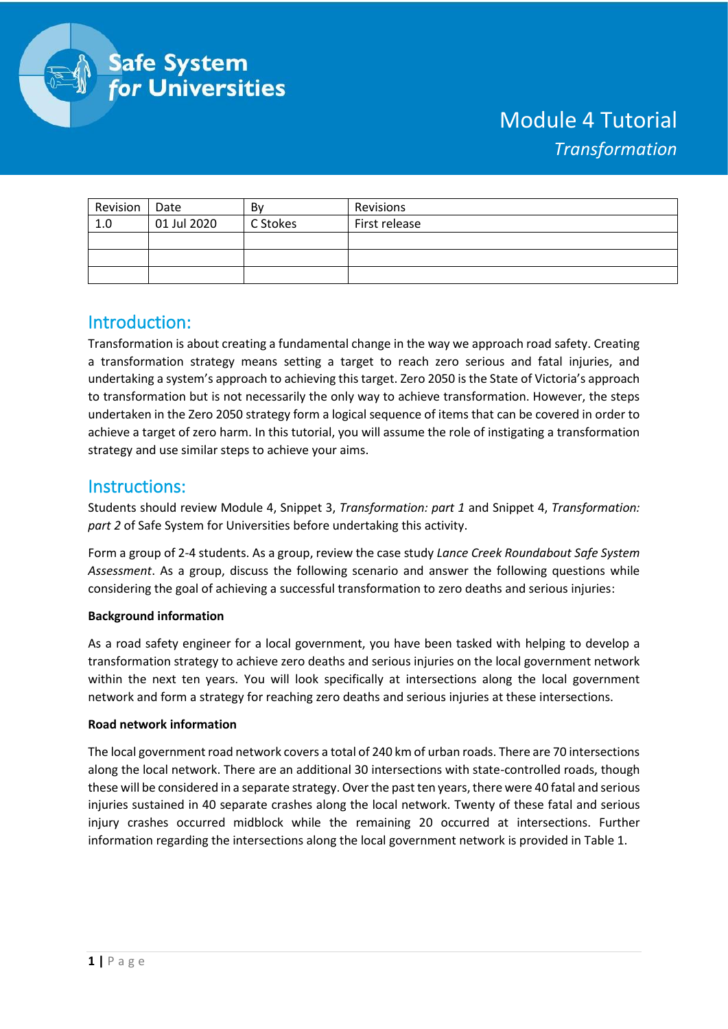# Safe System for Universities

## Module 4 Tutorial

*Transformation*

| Revision | Date | By | Revisions |
|---|---|---|---|
| 1.0 | 01 Jul 2020 | C Stokes | First release |
| | | | |
| | | | |
| | | | |

## Introduction:

Transformation is about creating a fundamental change in the way we approach road safety. Creating a transformation strategy means setting a target to reach zero serious and fatal injuries, and undertaking a system's approach to achieving this target. Zero 2050 is the State of Victoria's approach to transformation but is not necessarily the only way to achieve transformation. However, the steps undertaken in the Zero 2050 strategy form a logical sequence of items that can be covered in order to achieve a target of zero harm. In this tutorial, you will assume the role of instigating a transformation strategy and use similar steps to achieve your aims.

## Instructions:

Students should review Module 4, Snippet 3, *Transformation: part 1* and Snippet 4, *Transformation: part 2* of Safe System for Universities before undertaking this activity.

Form a group of 2-4 students. As a group, review the case study *Lance Creek Roundabout Safe System Assessment*. As a group, discuss the following scenario and answer the following questions while considering the goal of achieving a successful transformation to zero deaths and serious injuries:

**Background information**

As a road safety engineer for a local government, you have been tasked with helping to develop a transformation strategy to achieve zero deaths and serious injuries on the local government network within the next ten years. You will look specifically at intersections along the local government network and form a strategy for reaching zero deaths and serious injuries at these intersections.

**Road network information**

The local government road network covers a total of 240 km of urban roads. There are 70 intersections along the local network. There are an additional 30 intersections with state-controlled roads, though these will be considered in a separate strategy. Over the past ten years, there were 40 fatal and serious injuries sustained in 40 separate crashes along the local network. Twenty of these fatal and serious injury crashes occurred midblock while the remaining 20 occurred at intersections. Further information regarding the intersections along the local government network is provided in Table 1.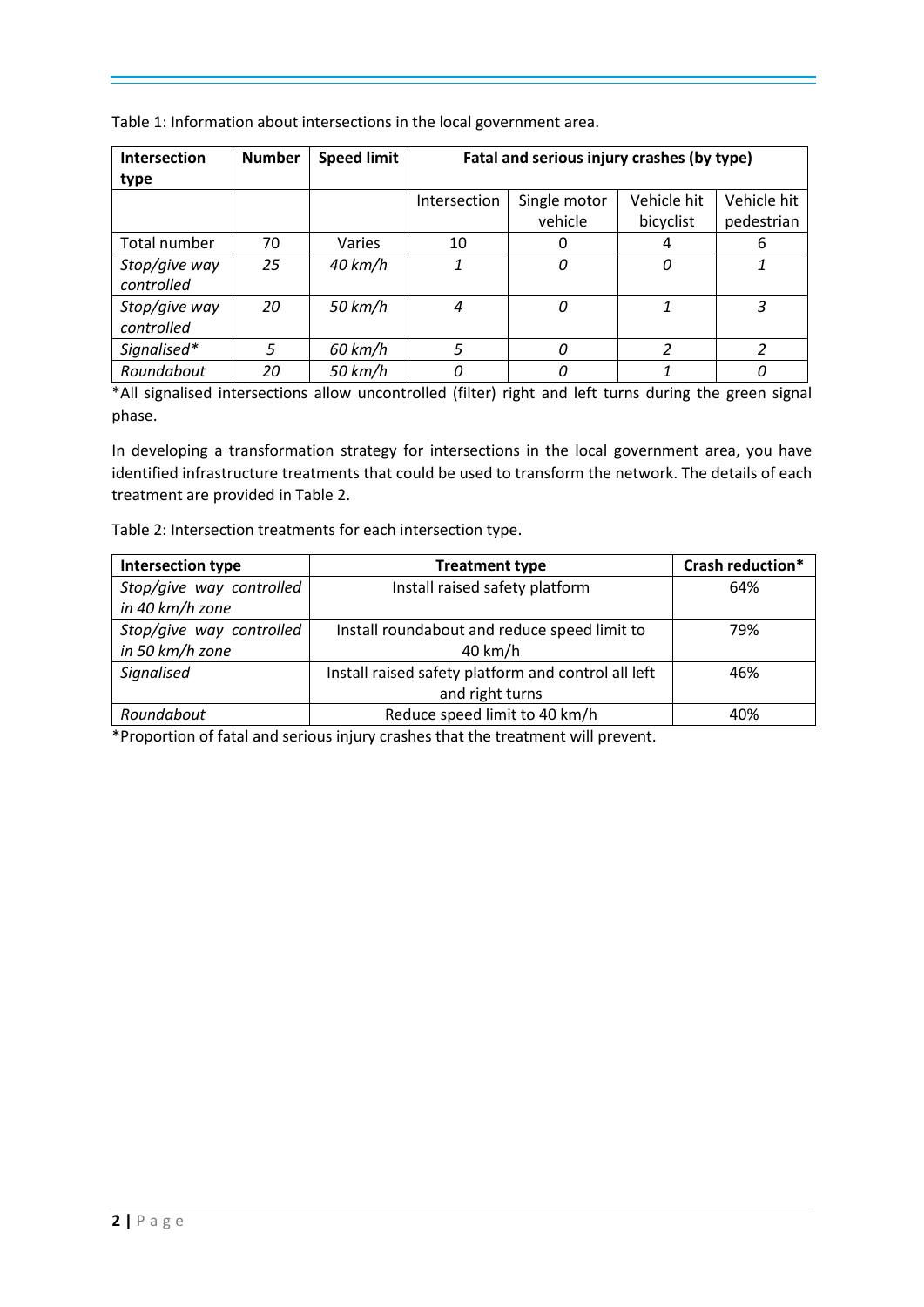Table 1: Information about intersections in the local government area.

| Intersection type | Number | Speed limit | Fatal and serious injury crashes (by type) | | | |
|---|---|---|---|---|---|---|
| | | | Intersection | Single motor vehicle | Vehicle hit bicyclist | Vehicle hit pedestrian |
| Total number | 70 | Varies | 10 | 0 | 4 | 6 |
| *Stop/give way controlled* | *25* | *40 km/h* | *1* | *0* | *0* | *1* |
| *Stop/give way controlled* | *20* | *50 km/h* | *4* | *0* | *1* | *3* |
| *Signalised** | *5* | *60 km/h* | *5* | *0* | *2* | *2* |
| *Roundabout* | *20* | *50 km/h* | *0* | *0* | *1* | *0* |

*All signalised intersections allow uncontrolled (filter) right and left turns during the green signal phase.

In developing a transformation strategy for intersections in the local government area, you have identified infrastructure treatments that could be used to transform the network. The details of each treatment are provided in Table 2.

Table 2: Intersection treatments for each intersection type.

| Intersection type | Treatment type | Crash reduction* |
|---|---|---|
| *Stop/give way controlled in 40 km/h zone* | Install raised safety platform | 64% |
| *Stop/give way controlled in 50 km/h zone* | Install roundabout and reduce speed limit to 40 km/h | 79% |
| *Signalised* | Install raised safety platform and control all left and right turns | 46% |
| *Roundabout* | Reduce speed limit to 40 km/h | 40% |

*Proportion of fatal and serious injury crashes that the treatment will prevent.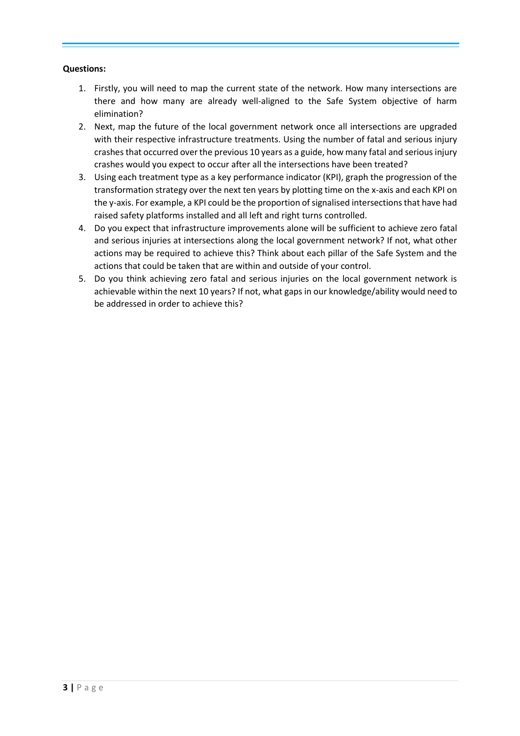**Questions:**

1. Firstly, you will need to map the current state of the network. How many intersections are there and how many are already well-aligned to the Safe System objective of harm elimination?
2. Next, map the future of the local government network once all intersections are upgraded with their respective infrastructure treatments. Using the number of fatal and serious injury crashes that occurred over the previous 10 years as a guide, how many fatal and serious injury crashes would you expect to occur after all the intersections have been treated?
3. Using each treatment type as a key performance indicator (KPI), graph the progression of the transformation strategy over the next ten years by plotting time on the x-axis and each KPI on the y-axis. For example, a KPI could be the proportion of signalised intersections that have had raised safety platforms installed and all left and right turns controlled.
4. Do you expect that infrastructure improvements alone will be sufficient to achieve zero fatal and serious injuries at intersections along the local government network? If not, what other actions may be required to achieve this? Think about each pillar of the Safe System and the actions that could be taken that are within and outside of your control.
5. Do you think achieving zero fatal and serious injuries on the local government network is achievable within the next 10 years? If not, what gaps in our knowledge/ability would need to be addressed in order to achieve this?